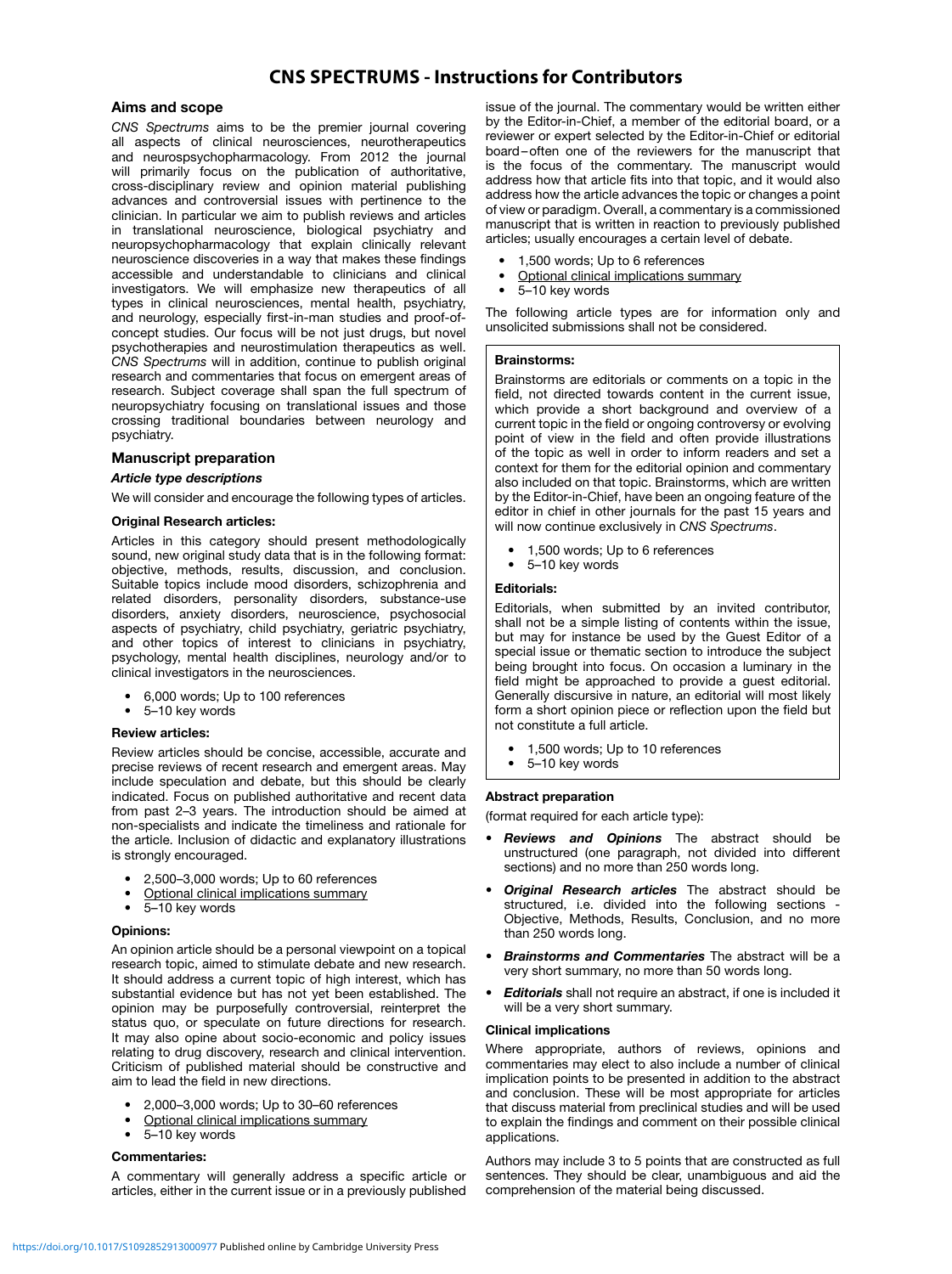# CNS SPECTRUMS - Instructions for Contributors

## Aims and scope

*CNS Spectrums* aims to be the premier journal covering all aspects of clinical neurosciences, neurotherapeutics and neurospsychopharmacology. From 2012 the journal will primarily focus on the publication of authoritative, cross-disciplinary review and opinion material publishing advances and controversial issues with pertinence to the clinician. In particular we aim to publish reviews and articles in translational neuroscience, biological psychiatry and neuropsychopharmacology that explain clinically relevant neuroscience discoveries in a way that makes these findings accessible and understandable to clinicians and clinical investigators. We will emphasize new therapeutics of all types in clinical neurosciences, mental health, psychiatry, and neurology, especially first-in-man studies and proof-of-concept studies. Our focus will be not just drugs, but novel psychotherapies and neurostimulation therapeutics as well. *CNS Spectrums* will in addition, continue to publish original research and commentaries that focus on emergent areas of research. Subject coverage shall span the full spectrum of neuropsychiatry focusing on translational issues and those crossing traditional boundaries between neurology and psychiatry.

## Manuscript preparation

### *Article type descriptions*

We will consider and encourage the following types of articles.

**Original Research articles:**

Articles in this category should present methodologically sound, new original study data that is in the following format: objective, methods, results, discussion, and conclusion. Suitable topics include mood disorders, schizophrenia and related disorders, personality disorders, substance-use disorders, anxiety disorders, neuroscience, psychosocial aspects of psychiatry, child psychiatry, geriatric psychiatry, and other topics of interest to clinicians in psychiatry, psychology, mental health disciplines, neurology and/or to clinical investigators in the neurosciences.

- 6,000 words; Up to 100 references
- 5–10 key words

**Review articles:**

Review articles should be concise, accessible, accurate and precise reviews of recent research and emergent areas. May include speculation and debate, but this should be clearly indicated. Focus on published authoritative and recent data from past 2–3 years. The introduction should be aimed at non-specialists and indicate the timeliness and rationale for the article. Inclusion of didactic and explanatory illustrations is strongly encouraged.

- 2,500–3,000 words; Up to 60 references
- Optional clinical implications summary
- 5–10 key words

**Opinions:**

An opinion article should be a personal viewpoint on a topical research topic, aimed to stimulate debate and new research. It should address a current topic of high interest, which has substantial evidence but has not yet been established. The opinion may be purposefully controversial, reinterpret the status quo, or speculate on future directions for research. It may also opine about socio-economic and policy issues relating to drug discovery, research and clinical intervention. Criticism of published material should be constructive and aim to lead the field in new directions.

- 2,000–3,000 words; Up to 30–60 references
- Optional clinical implications summary
- 5–10 key words

**Commentaries:**

A commentary will generally address a specific article or articles, either in the current issue or in a previously published issue of the journal. The commentary would be written either by the Editor-in-Chief, a member of the editorial board, or a reviewer or expert selected by the Editor-in-Chief or editorial board–often one of the reviewers for the manuscript that is the focus of the commentary. The manuscript would address how that article fits into that topic, and it would also address how the article advances the topic or changes a point of view or paradigm. Overall, a commentary is a commissioned manuscript that is written in reaction to previously published articles; usually encourages a certain level of debate.

- 1,500 words; Up to 6 references
- Optional clinical implications summary
- 5–10 key words

The following article types are for information only and unsolicited submissions shall not be considered.

**Brainstorms:**

Brainstorms are editorials or comments on a topic in the field, not directed towards content in the current issue, which provide a short background and overview of a current topic in the field or ongoing controversy or evolving point of view in the field and often provide illustrations of the topic as well in order to inform readers and set a context for them for the editorial opinion and commentary also included on that topic. Brainstorms, which are written by the Editor-in-Chief, have been an ongoing feature of the editor in chief in other journals for the past 15 years and will now continue exclusively in *CNS Spectrums*.

- 1,500 words; Up to 6 references
- 5–10 key words

**Editorials:**

Editorials, when submitted by an invited contributor, shall not be a simple listing of contents within the issue, but may for instance be used by the Guest Editor of a special issue or thematic section to introduce the subject being brought into focus. On occasion a luminary in the field might be approached to provide a guest editorial. Generally discursive in nature, an editorial will most likely form a short opinion piece or reflection upon the field but not constitute a full article.

- 1,500 words; Up to 10 references
- 5–10 key words

**Abstract preparation**

(format required for each article type):

- ***Reviews and Opinions*** The abstract should be unstructured (one paragraph, not divided into different sections) and no more than 250 words long.
- ***Original Research articles*** The abstract should be structured, i.e. divided into the following sections - Objective, Methods, Results, Conclusion, and no more than 250 words long.
- ***Brainstorms and Commentaries*** The abstract will be a very short summary, no more than 50 words long.
- ***Editorials*** shall not require an abstract, if one is included it will be a very short summary.

**Clinical implications**

Where appropriate, authors of reviews, opinions and commentaries may elect to also include a number of clinical implication points to be presented in addition to the abstract and conclusion. These will be most appropriate for articles that discuss material from preclinical studies and will be used to explain the findings and comment on their possible clinical applications.

Authors may include 3 to 5 points that are constructed as full sentences. They should be clear, unambiguous and aid the comprehension of the material being discussed.

https://doi.org/10.1017/S1092852913000977 Published online by Cambridge University Press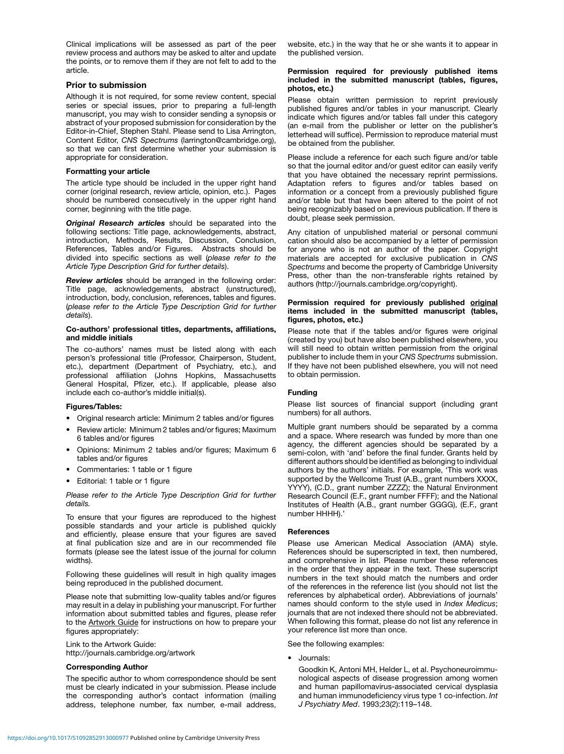Clinical implications will be assessed as part of the peer review process and authors may be asked to alter and update the points, or to remove them if they are not felt to add to the article.

## Prior to submission

Although it is not required, for some review content, special series or special issues, prior to preparing a full-length manuscript, you may wish to consider sending a synopsis or abstract of your proposed submission for consideration by the Editor-in-Chief, Stephen Stahl. Please send to Lisa Arrington, Content Editor, *CNS Spectrums* (larrington@cambridge.org), so that we can first determine whether your submission is appropriate for consideration.

### Formatting your article

The article type should be included in the upper right hand corner (original research, review article, opinion, etc.). Pages should be numbered consecutively in the upper right hand corner, beginning with the title page.

***Original Research articles*** should be separated into the following sections: Title page, acknowledgements, abstract, introduction, Methods, Results, Discussion, Conclusion, References, Tables and/or Figures. Abstracts should be divided into specific sections as well (*please refer to the Article Type Description Grid for further details*).

***Review articles*** should be arranged in the following order: Title page, acknowledgements, abstract (unstructured), introduction, body, conclusion, references, tables and figures. (*please refer to the Article Type Description Grid for further details*).

### Co-authors' professional titles, departments, affiliations, and middle initials

The co-authors' names must be listed along with each person's professional title (Professor, Chairperson, Student, etc.), department (Department of Psychiatry, etc.), and professional affiliation (Johns Hopkins, Massachusetts General Hospital, Pfizer, etc.). If applicable, please also include each co-author's middle initial(s).

### Figures/Tables:

- Original research article: Minimum 2 tables and/or figures
- Review article: Minimum 2 tables and/or figures; Maximum 6 tables and/or figures
- Opinions: Minimum 2 tables and/or figures; Maximum 6 tables and/or figures
- Commentaries: 1 table or 1 figure
- Editorial: 1 table or 1 figure

*Please refer to the Article Type Description Grid for further details.*

To ensure that your figures are reproduced to the highest possible standards and your article is published quickly and efficiently, please ensure that your figures are saved at final publication size and are in our recommended file formats (please see the latest issue of the journal for column widths).

Following these guidelines will result in high quality images being reproduced in the published document.

Please note that submitting low-quality tables and/or figures may result in a delay in publishing your manuscript. For further information about submitted tables and figures, please refer to the Artwork Guide for instructions on how to prepare your figures appropriately:

Link to the Artwork Guide:
http://journals.cambridge.org/artwork

### Corresponding Author

The specific author to whom correspondence should be sent must be clearly indicated in your submission. Please include the corresponding author's contact information (mailing address, telephone number, fax number, e-mail address, website, etc.) in the way that he or she wants it to appear in the published version.

### Permission required for previously published items included in the submitted manuscript (tables, figures, photos, etc.)

Please obtain written permission to reprint previously published figures and/or tables in your manuscript. Clearly indicate which figures and/or tables fall under this category (an e-mail from the publisher or letter on the publisher's letterhead will suffice). Permission to reproduce material must be obtained from the publisher.

Please include a reference for each such figure and/or table so that the journal editor and/or guest editor can easily verify that you have obtained the necessary reprint permissions. Adaptation refers to figures and/or tables based on information or a concept from a previously published figure and/or table but that have been altered to the point of not being recognizably based on a previous publication. If there is doubt, please seek permission.

Any citation of unpublished material or personal communi cation should also be accompanied by a letter of permission for anyone who is not an author of the paper. Copyright materials are accepted for exclusive publication in *CNS Spectrums* and become the property of Cambridge University Press, other than the non-transferable rights retained by authors (http://journals.cambridge.org/copyright).

### Permission required for previously published original items included in the submitted manuscript (tables, figures, photos, etc.)

Please note that if the tables and/or figures were original (created by you) but have also been published elsewhere, you will still need to obtain written permission from the original publisher to include them in your *CNS Spectrums* submission. If they have not been published elsewhere, you will not need to obtain permission.

### Funding

Please list sources of financial support (including grant numbers) for all authors.

Multiple grant numbers should be separated by a comma and a space. Where research was funded by more than one agency, the different agencies should be separated by a semi-colon, with 'and' before the final funder. Grants held by different authors should be identified as belonging to individual authors by the authors' initials. For example, 'This work was supported by the Wellcome Trust (A.B., grant numbers XXXX, YYYY), (C.D., grant number ZZZZ); the Natural Environment Research Council (E.F., grant number FFFF); and the National Institutes of Health (A.B., grant number GGGG), (E.F., grant number HHHH).'

### References

Please use American Medical Association (AMA) style. References should be superscripted in text, then numbered, and comprehensive in list. Please number these references in the order that they appear in the text. These superscript numbers in the text should match the numbers and order of the references in the reference list (you should not list the references by alphabetical order). Abbreviations of journals' names should conform to the style used in *Index Medicus*; journals that are not indexed there should not be abbreviated. When following this format, please do not list any reference in your reference list more than once.

See the following examples:

- Journals:

  Goodkin K, Antoni MH, Helder L, et al. Psychoneuroimmunological aspects of disease progression among women and human papillomavirus-associated cervical dysplasia and human immunodeficiency virus type 1 co-infection. *Int J Psychiatry Med*. 1993;23(2):119–148.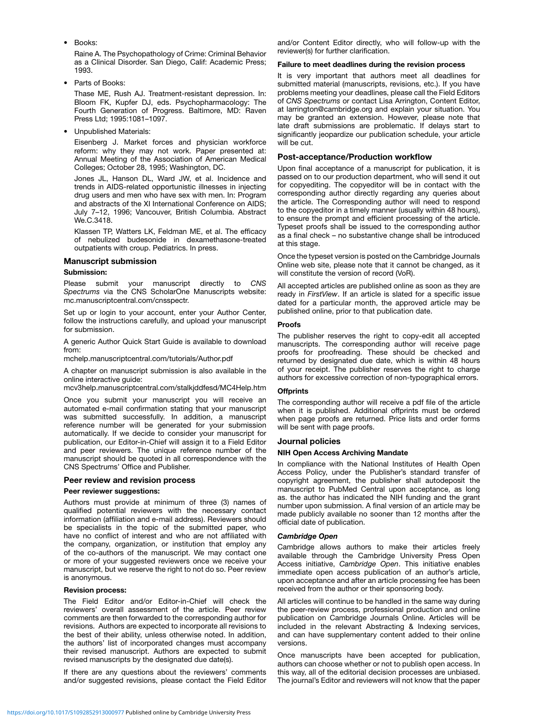- Books:

  Raine A. The Psychopathology of Crime: Criminal Behavior as a Clinical Disorder. San Diego, Calif: Academic Press; 1993.

- Parts of Books:

  Thase ME, Rush AJ. Treatment-resistant depression. In: Bloom FK, Kupfer DJ, eds. Psychopharmacology: The Fourth Generation of Progress. Baltimore, MD: Raven Press Ltd; 1995:1081–1097.

- Unpublished Materials:

  Eisenberg J. Market forces and physician workforce reform: why they may not work. Paper presented at: Annual Meeting of the Association of American Medical Colleges; October 28, 1995; Washington, DC.

  Jones JL, Hanson DL, Ward JW, et al. Incidence and trends in AIDS-related opportunistic illnesses in injecting drug users and men who have sex with men. In: Program and abstracts of the XI International Conference on AIDS; July 7–12, 1996; Vancouver, British Columbia. Abstract We.C.3418.

  Klassen TP, Watters LK, Feldman ME, et al. The efficacy of nebulized budesonide in dexamethasone-treated outpatients with croup. Pediatrics. In press.

## Manuscript submission

### Submission:

Please submit your manuscript directly to *CNS Spectrums* via the CNS ScholarOne Manuscripts website: mc.manuscriptcentral.com/cnsspectr.

Set up or login to your account, enter your Author Center, follow the instructions carefully, and upload your manuscript for submission.

A generic Author Quick Start Guide is available to download from:
mchelp.manuscriptcentral.com/tutorials/Author.pdf

A chapter on manuscript submission is also available in the online interactive guide:
mcv3help.manuscriptcentral.com/stalkjddfesd/MC4Help.htm

Once you submit your manuscript you will receive an automated e-mail confirmation stating that your manuscript was submitted successfully. In addition, a manuscript reference number will be generated for your submission automatically. If we decide to consider your manuscript for publication, our Editor-in-Chief will assign it to a Field Editor and peer reviewers. The unique reference number of the manuscript should be quoted in all correspondence with the CNS Spectrums' Office and Publisher.

## Peer review and revision process

### Peer reviewer suggestions:

Authors must provide at minimum of three (3) names of qualified potential reviewers with the necessary contact information (affiliation and e-mail address). Reviewers should be specialists in the topic of the submitted paper, who have no conflict of interest and who are not affiliated with the company, organization, or institution that employ any of the co-authors of the manuscript. We may contact one or more of your suggested reviewers once we receive your manuscript, but we reserve the right to not do so. Peer review is anonymous.

### Revision process:

The Field Editor and/or Editor-in-Chief will check the reviewers' overall assessment of the article. Peer review comments are then forwarded to the corresponding author for revisions. Authors are expected to incorporate all revisions to the best of their ability, unless otherwise noted. In addition, the authors' list of incorporated changes must accompany their revised manuscript. Authors are expected to submit revised manuscripts by the designated due date(s).

If there are any questions about the reviewers' comments and/or suggested revisions, please contact the Field Editor and/or Content Editor directly, who will follow-up with the reviewer(s) for further clarification.

### Failure to meet deadlines during the revision process

It is very important that authors meet all deadlines for submitted material (manuscripts, revisions, etc.). If you have problems meeting your deadlines, please call the Field Editors of *CNS Spectrums* or contact Lisa Arrington, Content Editor, at larrington@cambridge.org and explain your situation. You may be granted an extension. However, please note that late draft submissions are problematic. If delays start to significantly jeopardize our publication schedule, your article will be cut.

## Post-acceptance/Production workflow

Upon final acceptance of a manuscript for publication, it is passed on to our production department, who will send it out for copyediting. The copyeditor will be in contact with the corresponding author directly regarding any queries about the article. The Corresponding author will need to respond to the copyeditor in a timely manner (usually within 48 hours), to ensure the prompt and efficient processing of the article. Typeset proofs shall be issued to the corresponding author as a final check – no substantive change shall be introduced at this stage.

Once the typeset version is posted on the Cambridge Journals Online web site, please note that it cannot be changed, as it will constitute the version of record (VoR).

All accepted articles are published online as soon as they are ready in *FirstView*. If an article is slated for a specific issue dated for a particular month, the approved article may be published online, prior to that publication date.

### Proofs

The publisher reserves the right to copy-edit all accepted manuscripts. The corresponding author will receive page proofs for proofreading. These should be checked and returned by designated due date, which is within 48 hours of your receipt. The publisher reserves the right to charge authors for excessive correction of non-typographical errors.

### Offprints

The corresponding author will receive a pdf file of the article when it is published. Additional offprints must be ordered when page proofs are returned. Price lists and order forms will be sent with page proofs.

## Journal policies

### NIH Open Access Archiving Mandate

In compliance with the National Institutes of Health Open Access Policy, under the Publisher's standard transfer of copyright agreement, the publisher shall autodeposit the manuscript to PubMed Central upon acceptance, as long as. the author has indicated the NIH funding and the grant number upon submission. A final version of an article may be made publicly available no sooner than 12 months after the official date of publication.

### *Cambridge Open*

Cambridge allows authors to make their articles freely available through the Cambridge University Press Open Access initiative, *Cambridge Open*. This initiative enables immediate open access publication of an author's article, upon acceptance and after an article processing fee has been received from the author or their sponsoring body.

All articles will continue to be handled in the same way during the peer-review process, professional production and online publication on Cambridge Journals Online. Articles will be included in the relevant Abstracting & Indexing services, and can have supplementary content added to their online versions.

Once manuscripts have been accepted for publication, authors can choose whether or not to publish open access. In this way, all of the editorial decision processes are unbiased. The journal's Editor and reviewers will not know that the paper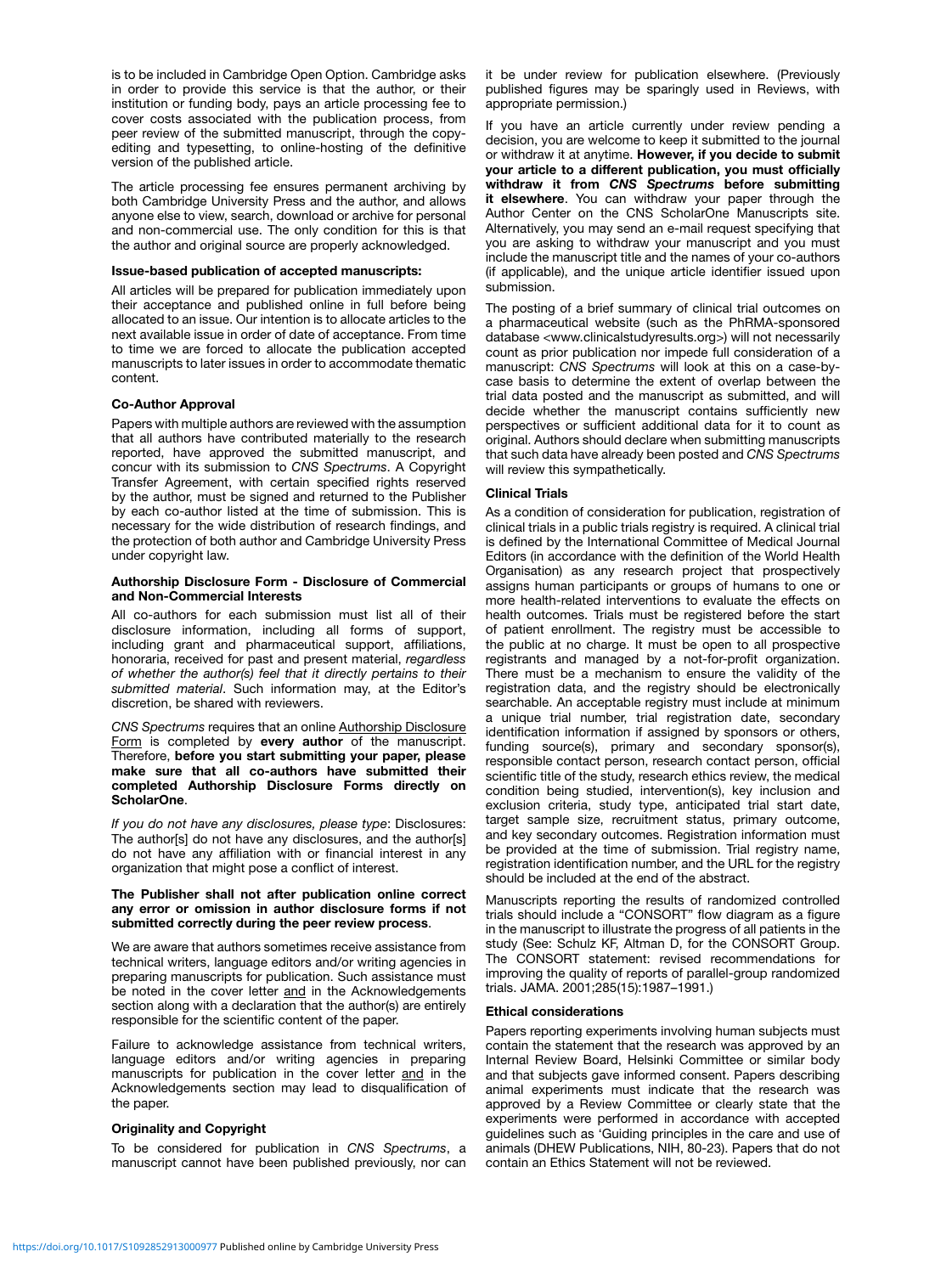is to be included in Cambridge Open Option. Cambridge asks in order to provide this service is that the author, or their institution or funding body, pays an article processing fee to cover costs associated with the publication process, from peer review of the submitted manuscript, through the copy-editing and typesetting, to online-hosting of the definitive version of the published article.

The article processing fee ensures permanent archiving by both Cambridge University Press and the author, and allows anyone else to view, search, download or archive for personal and non-commercial use. The only condition for this is that the author and original source are properly acknowledged.

**Issue-based publication of accepted manuscripts:**

All articles will be prepared for publication immediately upon their acceptance and published online in full before being allocated to an issue. Our intention is to allocate articles to the next available issue in order of date of acceptance. From time to time we are forced to allocate the publication accepted manuscripts to later issues in order to accommodate thematic content.

**Co-Author Approval**

Papers with multiple authors are reviewed with the assumption that all authors have contributed materially to the research reported, have approved the submitted manuscript, and concur with its submission to *CNS Spectrums*. A Copyright Transfer Agreement, with certain specified rights reserved by the author, must be signed and returned to the Publisher by each co-author listed at the time of submission. This is necessary for the wide distribution of research findings, and the protection of both author and Cambridge University Press under copyright law.

**Authorship Disclosure Form - Disclosure of Commercial and Non-Commercial Interests**

All co-authors for each submission must list all of their disclosure information, including all forms of support, including grant and pharmaceutical support, affiliations, honoraria, received for past and present material, *regardless of whether the author(s) feel that it directly pertains to their submitted material*. Such information may, at the Editor's discretion, be shared with reviewers.

*CNS Spectrums* requires that an online Authorship Disclosure Form is completed by **every author** of the manuscript. Therefore, **before you start submitting your paper, please make sure that all co-authors have submitted their completed Authorship Disclosure Forms directly on ScholarOne**.

*If you do not have any disclosures, please type*: Disclosures: The author[s] do not have any disclosures, and the author[s] do not have any affiliation with or financial interest in any organization that might pose a conflict of interest.

**The Publisher shall not after publication online correct any error or omission in author disclosure forms if not submitted correctly during the peer review process**.

We are aware that authors sometimes receive assistance from technical writers, language editors and/or writing agencies in preparing manuscripts for publication. Such assistance must be noted in the cover letter and in the Acknowledgements section along with a declaration that the author(s) are entirely responsible for the scientific content of the paper.

Failure to acknowledge assistance from technical writers, language editors and/or writing agencies in preparing manuscripts for publication in the cover letter and in the Acknowledgements section may lead to disqualification of the paper.

**Originality and Copyright**

To be considered for publication in *CNS Spectrums*, a manuscript cannot have been published previously, nor can it be under review for publication elsewhere. (Previously published figures may be sparingly used in Reviews, with appropriate permission.)

If you have an article currently under review pending a decision, you are welcome to keep it submitted to the journal or withdraw it at anytime. **However, if you decide to submit your article to a different publication, you must officially withdraw it from *CNS Spectrums* before submitting it elsewhere**. You can withdraw your paper through the Author Center on the CNS ScholarOne Manuscripts site. Alternatively, you may send an e-mail request specifying that you are asking to withdraw your manuscript and you must include the manuscript title and the names of your co-authors (if applicable), and the unique article identifier issued upon submission.

The posting of a brief summary of clinical trial outcomes on a pharmaceutical website (such as the PhRMA-sponsored database <www.clinicalstudyresults.org>) will not necessarily count as prior publication nor impede full consideration of a manuscript: *CNS Spectrums* will look at this on a case-by-case basis to determine the extent of overlap between the trial data posted and the manuscript as submitted, and will decide whether the manuscript contains sufficiently new perspectives or sufficient additional data for it to count as original. Authors should declare when submitting manuscripts that such data have already been posted and *CNS Spectrums* will review this sympathetically.

**Clinical Trials**

As a condition of consideration for publication, registration of clinical trials in a public trials registry is required. A clinical trial is defined by the International Committee of Medical Journal Editors (in accordance with the definition of the World Health Organisation) as any research project that prospectively assigns human participants or groups of humans to one or more health-related interventions to evaluate the effects on health outcomes. Trials must be registered before the start of patient enrollment. The registry must be accessible to the public at no charge. It must be open to all prospective registrants and managed by a not-for-profit organization. There must be a mechanism to ensure the validity of the registration data, and the registry should be electronically searchable. An acceptable registry must include at minimum a unique trial number, trial registration date, secondary identification information if assigned by sponsors or others, funding source(s), primary and secondary sponsor(s), responsible contact person, research contact person, official scientific title of the study, research ethics review, the medical condition being studied, intervention(s), key inclusion and exclusion criteria, study type, anticipated trial start date, target sample size, recruitment status, primary outcome, and key secondary outcomes. Registration information must be provided at the time of submission. Trial registry name, registration identification number, and the URL for the registry should be included at the end of the abstract.

Manuscripts reporting the results of randomized controlled trials should include a "CONSORT" flow diagram as a figure in the manuscript to illustrate the progress of all patients in the study (See: Schulz KF, Altman D, for the CONSORT Group. The CONSORT statement: revised recommendations for improving the quality of reports of parallel-group randomized trials. JAMA. 2001;285(15):1987–1991.)

**Ethical considerations**

Papers reporting experiments involving human subjects must contain the statement that the research was approved by an Internal Review Board, Helsinki Committee or similar body and that subjects gave informed consent. Papers describing animal experiments must indicate that the research was approved by a Review Committee or clearly state that the experiments were performed in accordance with accepted guidelines such as 'Guiding principles in the care and use of animals (DHEW Publications, NIH, 80-23). Papers that do not contain an Ethics Statement will not be reviewed.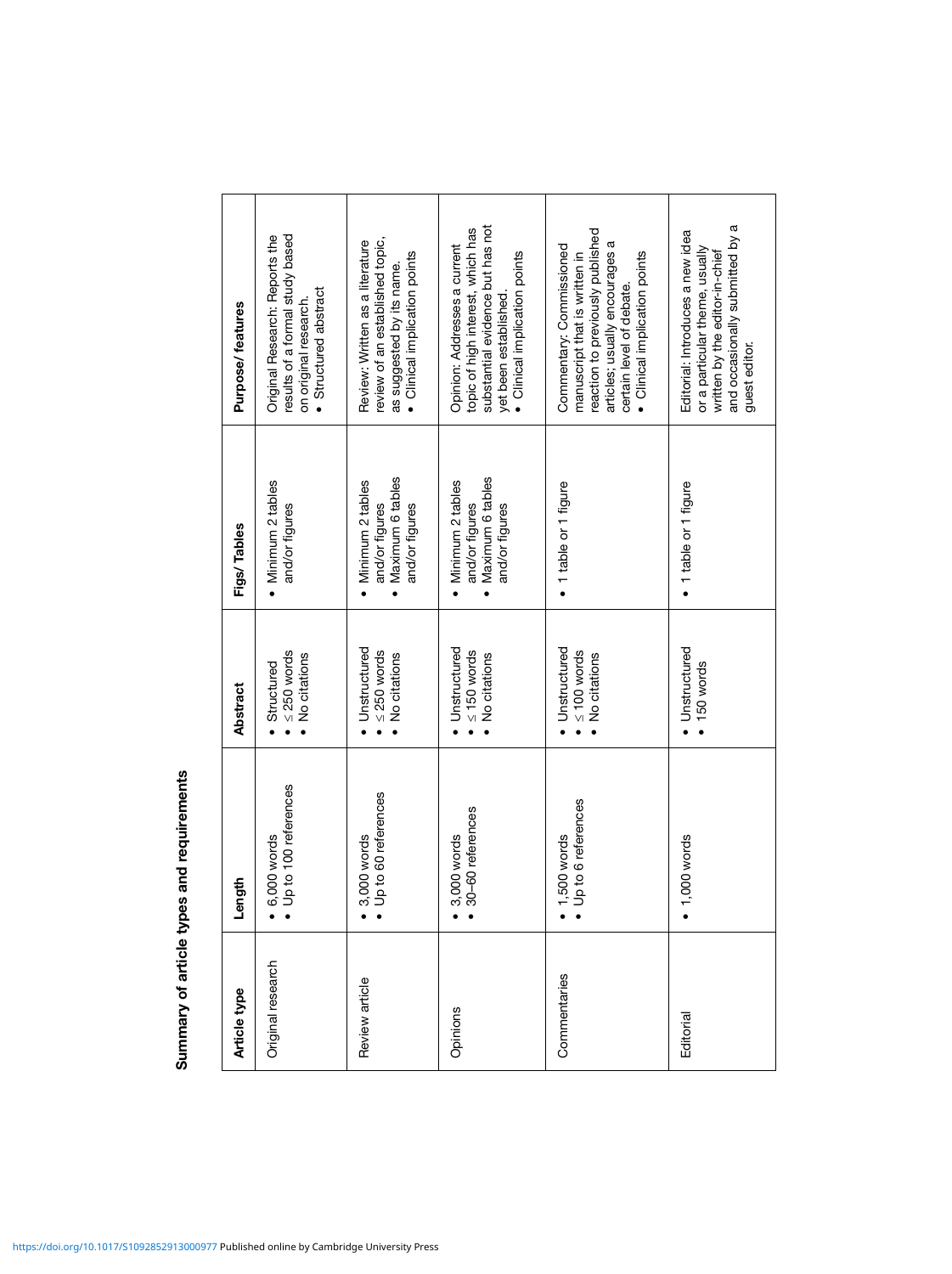**Summary of article types and requirements**

| Article type | Length | Abstract | Figs/Tables | Purpose/features |
|---|---|---|---|---|
| Original research | • 6,000 words<br>• Up to 100 references | • Structured<br>• ≤ 250 words<br>• No citations | • Minimum 2 tables and/or figures | Original Research: Reports the results of a formal study based on original research.<br>• Structured abstract |
| Review article | • 3,000 words<br>• Up to 60 references | • Unstructured<br>• ≤ 250 words<br>• No citations | • Minimum 2 tables and/or figures<br>• Maximum 6 tables and/or figures | Review: Written as a literature review of an established topic, as suggested by its name.<br>• Clinical implication points |
| Opinions | • 3,000 words<br>• 30–60 references | • Unstructured<br>• ≤ 150 words<br>• No citations | • Minimum 2 tables and/or figures<br>• Maximum 6 tables and/or figures | Opinion: Addresses a current topic of high interest, which has substantial evidence but has not yet been established.<br>• Clinical implication points |
| Commentaries | • 1,500 words<br>• Up to 6 references | • Unstructured<br>• ≤ 100 words<br>• No citations | • 1 table or 1 figure | Commentary: Commissioned manuscript that is written in reaction to previously published articles; usually encourages a certain level of debate.<br>• Clinical implication points |
| Editorial | • 1,000 words | • Unstructured<br>• 150 words | • 1 table or 1 figure | Editorial: Introduces a new idea or a particular theme, usually written by the editor-in-chief and occasionally submitted by a guest editor. |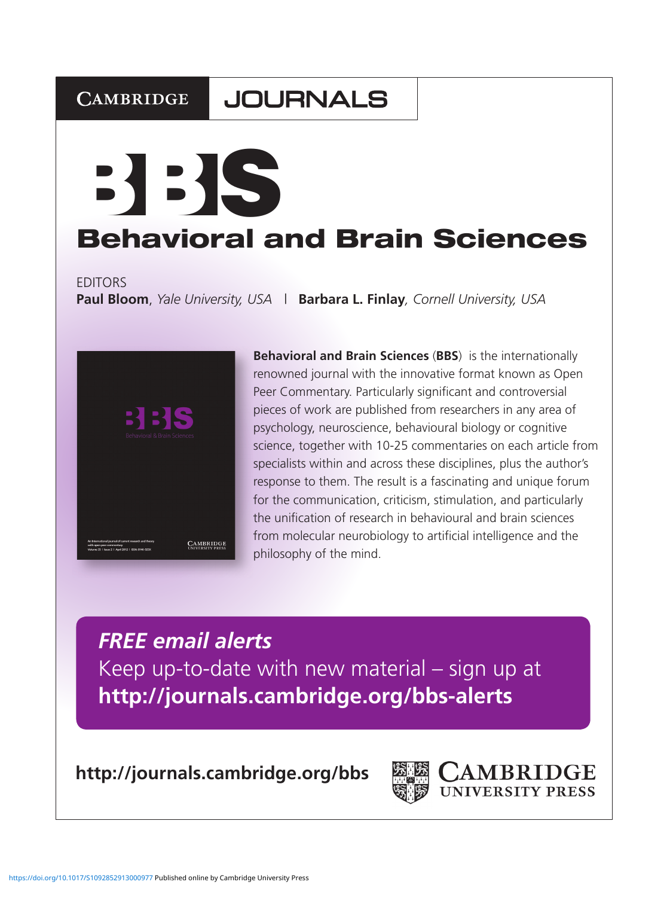CAMBRIDGE JOURNALS

# BBS

## Behavioral and Brain Sciences

EDITORS
**Paul Bloom**, *Yale University, USA* | **Barbara L. Finlay**, *Cornell University, USA*

**Behavioral and Brain Sciences** (**BBS**) is the internationally renowned journal with the innovative format known as Open Peer Commentary. Particularly significant and controversial pieces of work are published from researchers in any area of psychology, neuroscience, behavioural biology or cognitive science, together with 10-25 commentaries on each article from specialists within and across these disciplines, plus the author's response to them. The result is a fascinating and unique forum for the communication, criticism, stimulation, and particularly the unification of research in behavioural and brain sciences from molecular neurobiology to artificial intelligence and the philosophy of the mind.

***FREE email alerts***
Keep up-to-date with new material – sign up at
**http://journals.cambridge.org/bbs-alerts**

**http://journals.cambridge.org/bbs**

CAMBRIDGE UNIVERSITY PRESS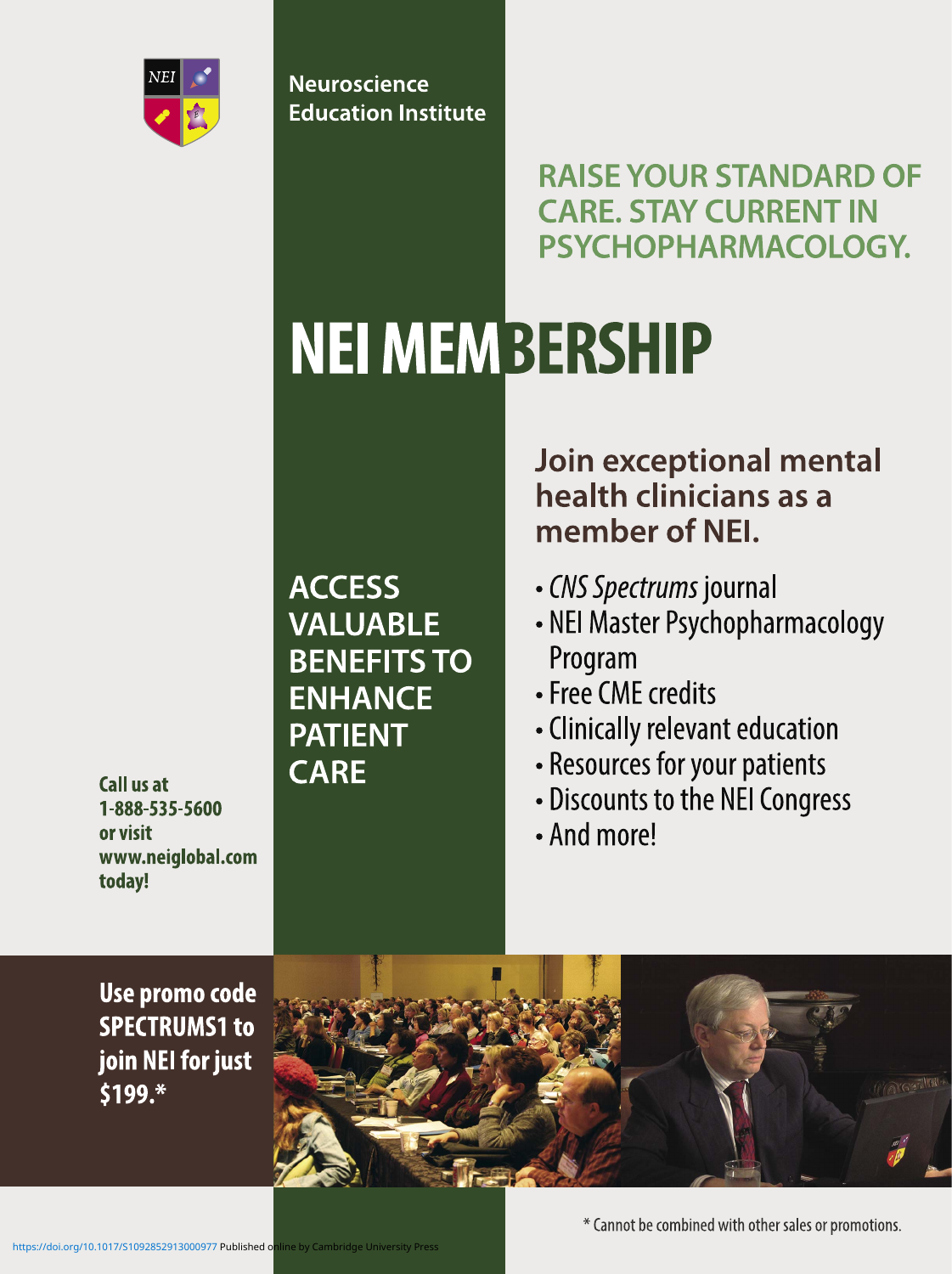Neuroscience Education Institute

## RAISE YOUR STANDARD OF CARE. STAY CURRENT IN PSYCHOPHARMACOLOGY.

# NEI MEMBERSHIP

### Join exceptional mental health clinicians as a member of NEI.

**ACCESS VALUABLE BENEFITS TO ENHANCE PATIENT CARE**

- *CNS Spectrums* journal
- NEI Master Psychopharmacology Program
- Free CME credits
- Clinically relevant education
- Resources for your patients
- Discounts to the NEI Congress
- And more!

**Call us at 1-888-535-5600 or visit www.neiglobal.com today!**

**Use promo code SPECTRUMS1 to join NEI for just $199.***

* Cannot be combined with other sales or promotions.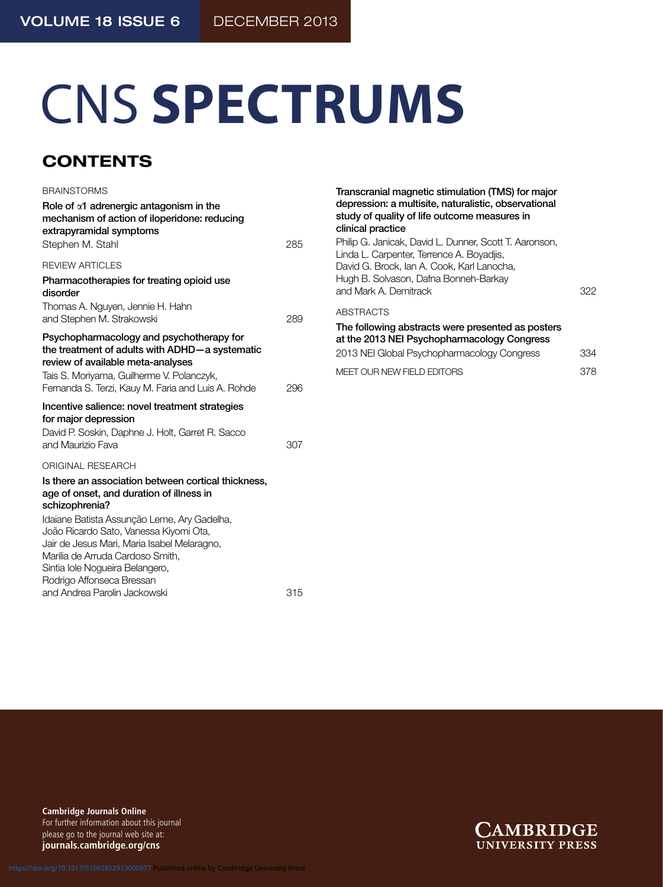VOLUME 18 ISSUE 6 DECEMBER 2013

# CNS SPECTRUMS

## CONTENTS

BRAINSTORMS

**Role of $\alpha$1 adrenergic antagonism in the mechanism of action of iloperidone: reducing extrapyramidal symptoms**
Stephen M. Stahl — 285

REVIEW ARTICLES

**Pharmacotherapies for treating opioid use disorder**
Thomas A. Nguyen, Jennie H. Hahn and Stephen M. Strakowski — 289

**Psychopharmacology and psychotherapy for the treatment of adults with ADHD—a systematic review of available meta-analyses**
Tais S. Moriyama, Guilherme V. Polanczyk, Fernanda S. Terzi, Kauy M. Faria and Luis A. Rohde — 296

**Incentive salience: novel treatment strategies for major depression**
David P. Soskin, Daphne J. Holt, Garret R. Sacco and Maurizio Fava — 307

ORIGINAL RESEARCH

**Is there an association between cortical thickness, age of onset, and duration of illness in schizophrenia?**
Idaiane Batista Assunção Leme, Ary Gadelha, João Ricardo Sato, Vanessa Kiyomi Ota, Jair de Jesus Mari, Maria Isabel Melaragno, Marilia de Arruda Cardoso Smith, Sintia Iole Nogueira Belangero, Rodrigo Affonseca Bressan and Andrea Parolin Jackowski — 315

**Transcranial magnetic stimulation (TMS) for major depression: a multisite, naturalistic, observational study of quality of life outcome measures in clinical practice**
Philip G. Janicak, David L. Dunner, Scott T. Aaronson, Linda L. Carpenter, Terrence A. Boyadjis, David G. Brock, Ian A. Cook, Karl Lanocha, Hugh B. Solvason, Dafna Bonneh-Barkay and Mark A. Demitrack — 322

ABSTRACTS

**The following abstracts were presented as posters at the 2013 NEI Psychopharmacology Congress**
2013 NEI Global Psychopharmacology Congress — 334

MEET OUR NEW FIELD EDITORS — 378

**Cambridge Journals Online**
For further information about this journal please go to the journal web site at:
**journals.cambridge.org/cns**

CAMBRIDGE UNIVERSITY PRESS